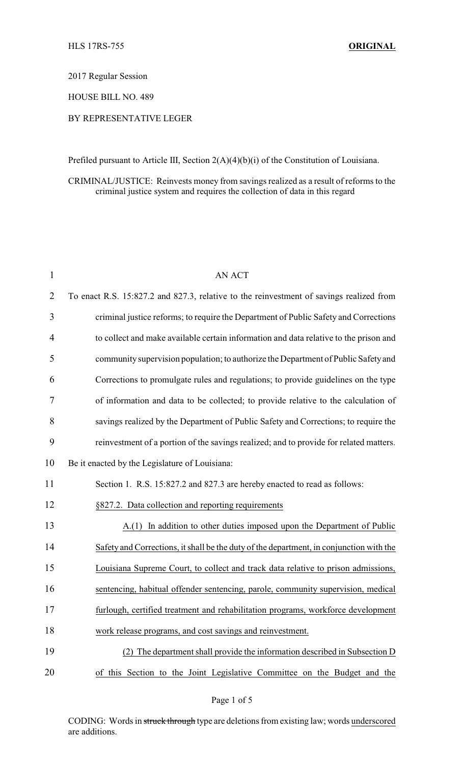HLS 17RS-755 **ORIGINAL**

2017 Regular Session

HOUSE BILL NO. 489

BY REPRESENTATIVE LEGER

Prefiled pursuant to Article III, Section 2(A)(4)(b)(i) of the Constitution of Louisiana.

CRIMINAL/JUSTICE: Reinvests money from savings realized as a result of reforms to the criminal justice system and requires the collection of data in this regard

AN ACT

To enact R.S. 15:827.2 and 827.3, relative to the reinvestment of savings realized from criminal justice reforms; to require the Department of Public Safety and Corrections to collect and make available certain information and data relative to the prison and community supervision population; to authorize the Department of Public Safety and Corrections to promulgate rules and regulations; to provide guidelines on the type of information and data to be collected; to provide relative to the calculation of savings realized by the Department of Public Safety and Corrections; to require the reinvestment of a portion of the savings realized; and to provide for related matters.

Be it enacted by the Legislature of Louisiana:

Section 1. R.S. 15:827.2 and 827.3 are hereby enacted to read as follows:

<u>§827.2. Data collection and reporting requirements</u>

<u>A.(1) In addition to other duties imposed upon the Department of Public Safety and Corrections, it shall be the duty of the department, in conjunction with the Louisiana Supreme Court, to collect and track data relative to prison admissions, sentencing, habitual offender sentencing, parole, community supervision, medical furlough, certified treatment and rehabilitation programs, workforce development work release programs, and cost savings and reinvestment.</u>

<u>(2) The department shall provide the information described in Subsection D of this Section to the Joint Legislative Committee on the Budget and the</u>

CODING: Words in ~~struck through~~ type are deletions from existing law; words <u>underscored</u> are additions.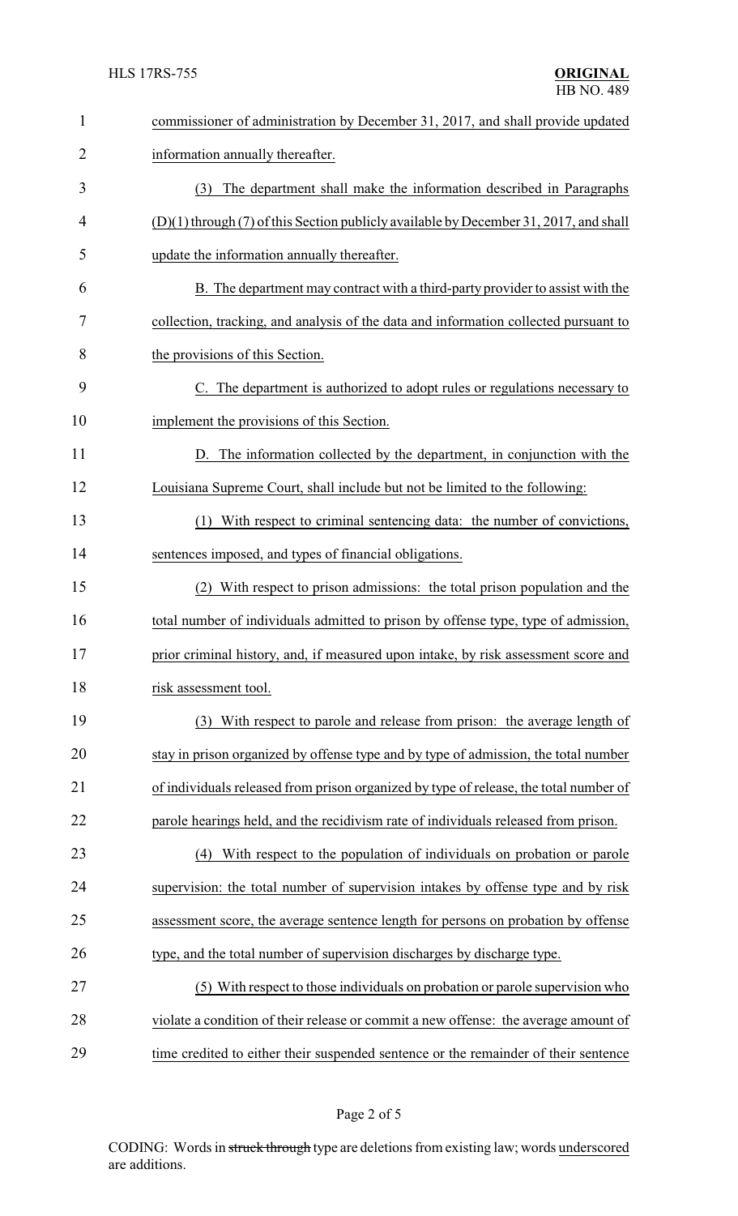commissioner of administration by December 31, 2017, and shall provide updated information annually thereafter.

(3) The department shall make the information described in Paragraphs (D)(1) through (7) of this Section publicly available by December 31, 2017, and shall update the information annually thereafter.

B. The department may contract with a third-party provider to assist with the collection, tracking, and analysis of the data and information collected pursuant to the provisions of this Section.

C. The department is authorized to adopt rules or regulations necessary to implement the provisions of this Section.

D. The information collected by the department, in conjunction with the Louisiana Supreme Court, shall include but not be limited to the following:

(1) With respect to criminal sentencing data: the number of convictions, sentences imposed, and types of financial obligations.

(2) With respect to prison admissions: the total prison population and the total number of individuals admitted to prison by offense type, type of admission, prior criminal history, and, if measured upon intake, by risk assessment score and risk assessment tool.

(3) With respect to parole and release from prison: the average length of stay in prison organized by offense type and by type of admission, the total number of individuals released from prison organized by type of release, the total number of parole hearings held, and the recidivism rate of individuals released from prison.

(4) With respect to the population of individuals on probation or parole supervision: the total number of supervision intakes by offense type and by risk assessment score, the average sentence length for persons on probation by offense type, and the total number of supervision discharges by discharge type.

(5) With respect to those individuals on probation or parole supervision who violate a condition of their release or commit a new offense: the average amount of time credited to either their suspended sentence or the remainder of their sentence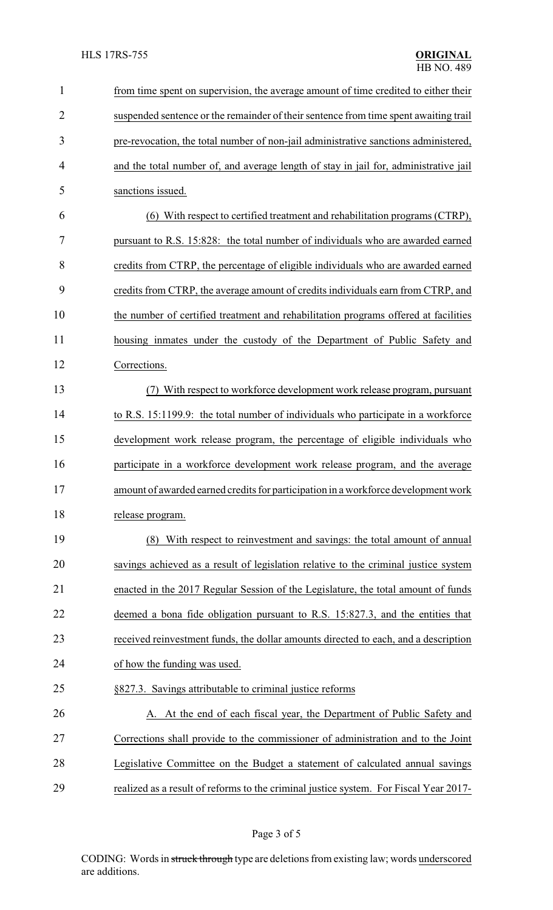from time spent on supervision, the average amount of time credited to either their suspended sentence or the remainder of their sentence from time spent awaiting trail pre-revocation, the total number of non-jail administrative sanctions administered, and the total number of, and average length of stay in jail for, administrative jail sanctions issued.

(6) With respect to certified treatment and rehabilitation programs (CTRP), pursuant to R.S. 15:828: the total number of individuals who are awarded earned credits from CTRP, the percentage of eligible individuals who are awarded earned credits from CTRP, the average amount of credits individuals earn from CTRP, and the number of certified treatment and rehabilitation programs offered at facilities housing inmates under the custody of the Department of Public Safety and Corrections.

(7) With respect to workforce development work release program, pursuant to R.S. 15:1199.9: the total number of individuals who participate in a workforce development work release program, the percentage of eligible individuals who participate in a workforce development work release program, and the average amount of awarded earned credits for participation in a workforce development work release program.

(8) With respect to reinvestment and savings: the total amount of annual savings achieved as a result of legislation relative to the criminal justice system enacted in the 2017 Regular Session of the Legislature, the total amount of funds deemed a bona fide obligation pursuant to R.S. 15:827.3, and the entities that received reinvestment funds, the dollar amounts directed to each, and a description of how the funding was used.

§827.3. Savings attributable to criminal justice reforms

A. At the end of each fiscal year, the Department of Public Safety and Corrections shall provide to the commissioner of administration and to the Joint Legislative Committee on the Budget a statement of calculated annual savings realized as a result of reforms to the criminal justice system. For Fiscal Year 2017-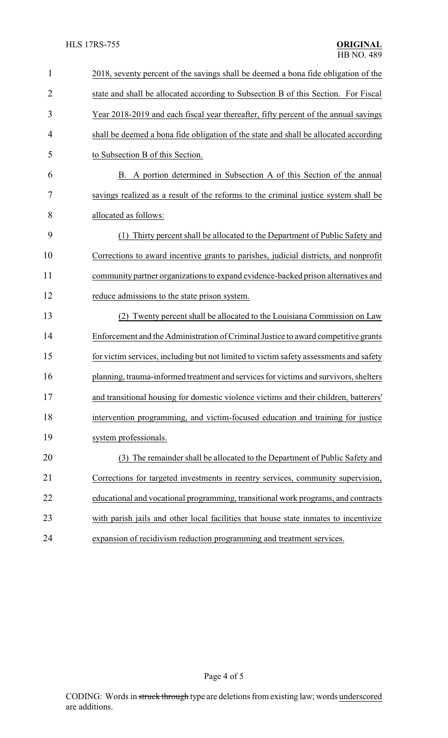2018, seventy percent of the savings shall be deemed a bona fide obligation of the state and shall be allocated according to Subsection B of this Section. For Fiscal Year 2018-2019 and each fiscal year thereafter, fifty percent of the annual savings shall be deemed a bona fide obligation of the state and shall be allocated according to Subsection B of this Section.

B. A portion determined in Subsection A of this Section of the annual savings realized as a result of the reforms to the criminal justice system shall be allocated as follows:

(1) Thirty percent shall be allocated to the Department of Public Safety and Corrections to award incentive grants to parishes, judicial districts, and nonprofit community partner organizations to expand evidence-backed prison alternatives and reduce admissions to the state prison system.

(2) Twenty percent shall be allocated to the Louisiana Commission on Law Enforcement and the Administration of Criminal Justice to award competitive grants for victim services, including but not limited to victim safety assessments and safety planning, trauma-informed treatment and services for victims and survivors, shelters and transitional housing for domestic violence victims and their children, batterers' intervention programming, and victim-focused education and training for justice system professionals.

(3) The remainder shall be allocated to the Department of Public Safety and Corrections for targeted investments in reentry services, community supervision, educational and vocational programming, transitional work programs, and contracts with parish jails and other local facilities that house state inmates to incentivize expansion of recidivism reduction programming and treatment services.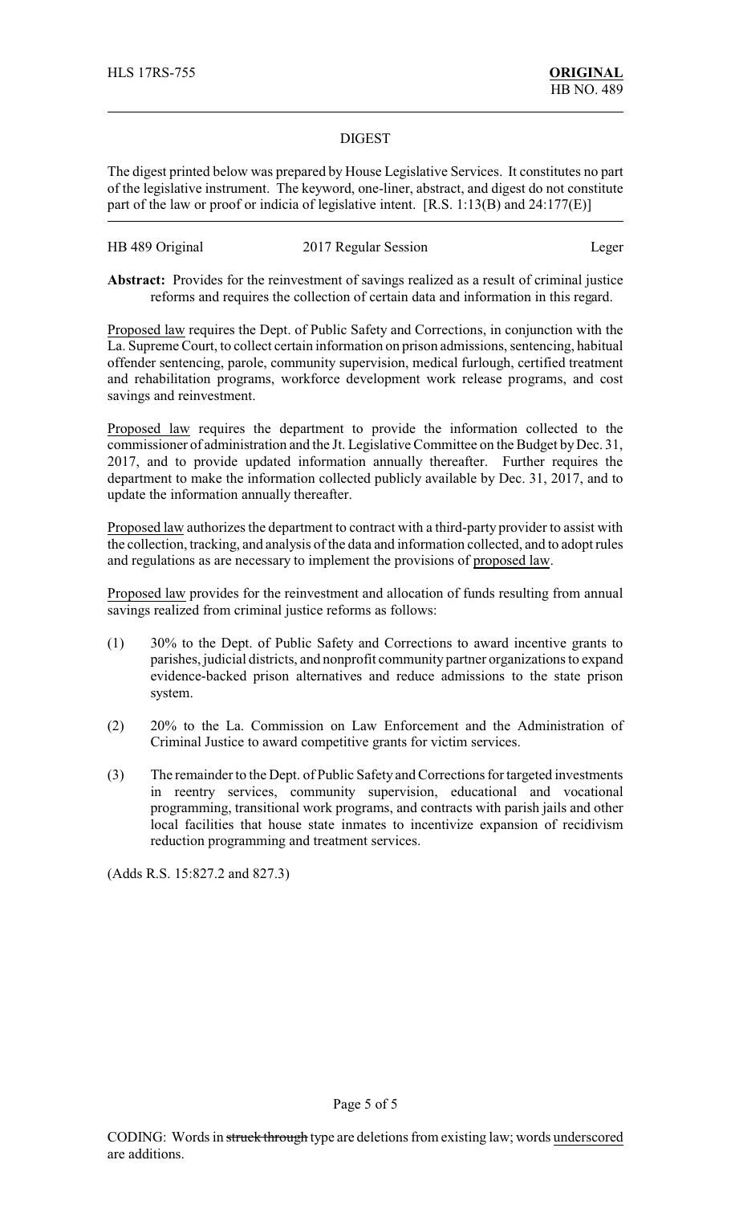HLS 17RS-755 **ORIGINAL**
HB NO. 489

## DIGEST

The digest printed below was prepared by House Legislative Services. It constitutes no part of the legislative instrument. The keyword, one-liner, abstract, and digest do not constitute part of the law or proof or indicia of legislative intent. [R.S. 1:13(B) and 24:177(E)]

HB 489 Original — 2017 Regular Session — Leger

**Abstract:** Provides for the reinvestment of savings realized as a result of criminal justice reforms and requires the collection of certain data and information in this regard.

Proposed law requires the Dept. of Public Safety and Corrections, in conjunction with the La. Supreme Court, to collect certain information on prison admissions, sentencing, habitual offender sentencing, parole, community supervision, medical furlough, certified treatment and rehabilitation programs, workforce development work release programs, and cost savings and reinvestment.

Proposed law requires the department to provide the information collected to the commissioner of administration and the Jt. Legislative Committee on the Budget by Dec. 31, 2017, and to provide updated information annually thereafter. Further requires the department to make the information collected publicly available by Dec. 31, 2017, and to update the information annually thereafter.

Proposed law authorizes the department to contract with a third-party provider to assist with the collection, tracking, and analysis of the data and information collected, and to adopt rules and regulations as are necessary to implement the provisions of proposed law.

Proposed law provides for the reinvestment and allocation of funds resulting from annual savings realized from criminal justice reforms as follows:

(1) 30% to the Dept. of Public Safety and Corrections to award incentive grants to parishes, judicial districts, and nonprofit community partner organizations to expand evidence-backed prison alternatives and reduce admissions to the state prison system.

(2) 20% to the La. Commission on Law Enforcement and the Administration of Criminal Justice to award competitive grants for victim services.

(3) The remainder to the Dept. of Public Safety and Corrections for targeted investments in reentry services, community supervision, educational and vocational programming, transitional work programs, and contracts with parish jails and other local facilities that house state inmates to incentivize expansion of recidivism reduction programming and treatment services.

(Adds R.S. 15:827.2 and 827.3)

CODING: Words in ~~struck through~~ type are deletions from existing law; words underscored are additions.